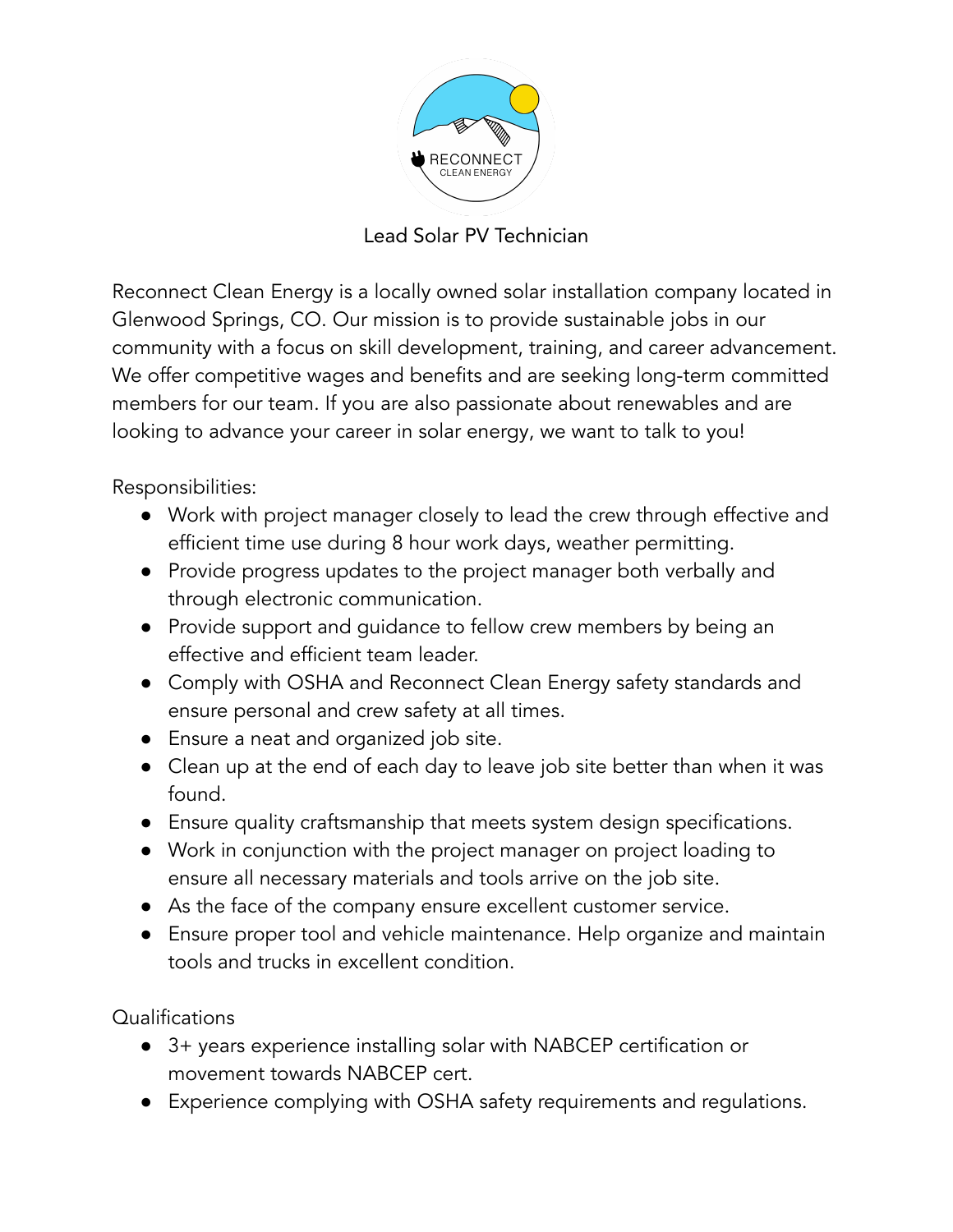# Lead Solar PV Technician

Reconnect Clean Energy is a locally owned solar installation company located in Glenwood Springs, CO. Our mission is to provide sustainable jobs in our community with a focus on skill development, training, and career advancement. We offer competitive wages and benefits and are seeking long-term committed members for our team. If you are also passionate about renewables and are looking to advance your career in solar energy, we want to talk to you!

Responsibilities:

- Work with project manager closely to lead the crew through effective and efficient time use during 8 hour work days, weather permitting.
- Provide progress updates to the project manager both verbally and through electronic communication.
- Provide support and guidance to fellow crew members by being an effective and efficient team leader.
- Comply with OSHA and Reconnect Clean Energy safety standards and ensure personal and crew safety at all times.
- Ensure a neat and organized job site.
- Clean up at the end of each day to leave job site better than when it was found.
- Ensure quality craftsmanship that meets system design specifications.
- Work in conjunction with the project manager on project loading to ensure all necessary materials and tools arrive on the job site.
- As the face of the company ensure excellent customer service.
- Ensure proper tool and vehicle maintenance. Help organize and maintain tools and trucks in excellent condition.

Qualifications

- 3+ years experience installing solar with NABCEP certification or movement towards NABCEP cert.
- Experience complying with OSHA safety requirements and regulations.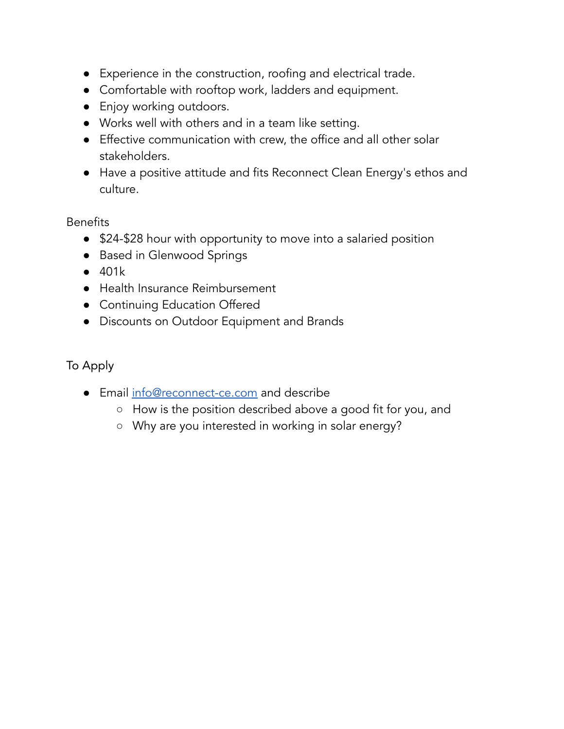- Experience in the construction, roofing and electrical trade.
- Comfortable with rooftop work, ladders and equipment.
- Enjoy working outdoors.
- Works well with others and in a team like setting.
- Effective communication with crew, the office and all other solar stakeholders.
- Have a positive attitude and fits Reconnect Clean Energy's ethos and culture.

Benefits

- $24-$28 hour with opportunity to move into a salaried position
- Based in Glenwood Springs
- 401k
- Health Insurance Reimbursement
- Continuing Education Offered
- Discounts on Outdoor Equipment and Brands

To Apply

- Email [info@reconnect-ce.com](mailto:info@reconnect-ce.com) and describe
    - How is the position described above a good fit for you, and
    - Why are you interested in working in solar energy?